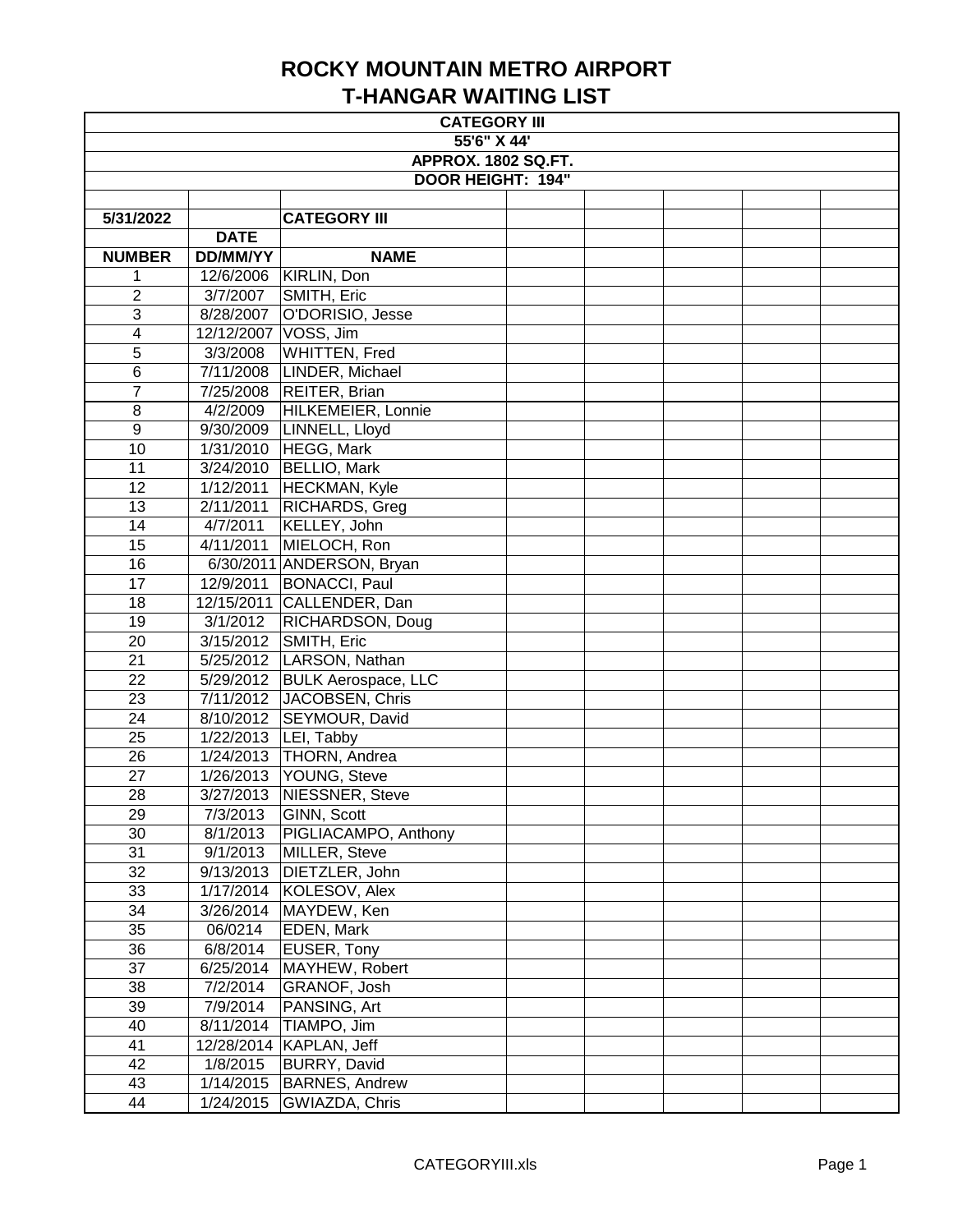# ROCKY MOUNTAIN METRO AIRPORT
## T-HANGAR WAITING LIST

**CATEGORY III**
**55'6" X 44'**
**APPROX. 1802 SQ.FT.**
**DOOR HEIGHT: 194"**

| 5/31/2022 | | CATEGORY III |
|---|---|---|
| | **DATE** | |
| **NUMBER** | **DD/MM/YY** | **NAME** |
| 1 | 12/6/2006 | KIRLIN, Don |
| 2 | 3/7/2007 | SMITH, Eric |
| 3 | 8/28/2007 | O'DORISIO, Jesse |
| 4 | 12/12/2007 | VOSS, Jim |
| 5 | 3/3/2008 | WHITTEN, Fred |
| 6 | 7/11/2008 | LINDER, Michael |
| 7 | 7/25/2008 | REITER, Brian |
| 8 | 4/2/2009 | HILKEMEIER, Lonnie |
| 9 | 9/30/2009 | LINNELL, Lloyd |
| 10 | 1/31/2010 | HEGG, Mark |
| 11 | 3/24/2010 | BELLIO, Mark |
| 12 | 1/12/2011 | HECKMAN, Kyle |
| 13 | 2/11/2011 | RICHARDS, Greg |
| 14 | 4/7/2011 | KELLEY, John |
| 15 | 4/11/2011 | MIELOCH, Ron |
| 16 | 6/30/2011 | ANDERSON, Bryan |
| 17 | 12/9/2011 | BONACCI, Paul |
| 18 | 12/15/2011 | CALLENDER, Dan |
| 19 | 3/1/2012 | RICHARDSON, Doug |
| 20 | 3/15/2012 | SMITH, Eric |
| 21 | 5/25/2012 | LARSON, Nathan |
| 22 | 5/29/2012 | BULK Aerospace, LLC |
| 23 | 7/11/2012 | JACOBSEN, Chris |
| 24 | 8/10/2012 | SEYMOUR, David |
| 25 | 1/22/2013 | LEI, Tabby |
| 26 | 1/24/2013 | THORN, Andrea |
| 27 | 1/26/2013 | YOUNG, Steve |
| 28 | 3/27/2013 | NIESSNER, Steve |
| 29 | 7/3/2013 | GINN, Scott |
| 30 | 8/1/2013 | PIGLIACAMPO, Anthony |
| 31 | 9/1/2013 | MILLER, Steve |
| 32 | 9/13/2013 | DIETZLER, John |
| 33 | 1/17/2014 | KOLESOV, Alex |
| 34 | 3/26/2014 | MAYDEW, Ken |
| 35 | 06/0214 | EDEN, Mark |
| 36 | 6/8/2014 | EUSER, Tony |
| 37 | 6/25/2014 | MAYHEW, Robert |
| 38 | 7/2/2014 | GRANOF, Josh |
| 39 | 7/9/2014 | PANSING, Art |
| 40 | 8/11/2014 | TIAMPO, Jim |
| 41 | 12/28/2014 | KAPLAN, Jeff |
| 42 | 1/8/2015 | BURRY, David |
| 43 | 1/14/2015 | BARNES, Andrew |
| 44 | 1/24/2015 | GWIAZDA, Chris |

CATEGORYIII.xls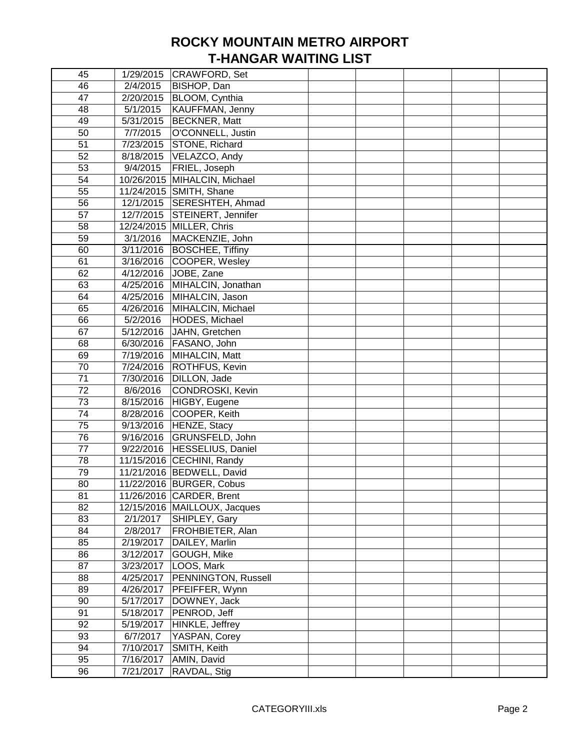# ROCKY MOUNTAIN METRO AIRPORT
## T-HANGAR WAITING LIST

| | | | | | | | |
|---|---|---|---|---|---|---|---|
| 45 | 1/29/2015 | CRAWFORD, Set | | | | | |
| 46 | 2/4/2015 | BISHOP, Dan | | | | | |
| 47 | 2/20/2015 | BLOOM, Cynthia | | | | | |
| 48 | 5/1/2015 | KAUFFMAN, Jenny | | | | | |
| 49 | 5/31/2015 | BECKNER, Matt | | | | | |
| 50 | 7/7/2015 | O'CONNELL, Justin | | | | | |
| 51 | 7/23/2015 | STONE, Richard | | | | | |
| 52 | 8/18/2015 | VELAZCO, Andy | | | | | |
| 53 | 9/4/2015 | FRIEL, Joseph | | | | | |
| 54 | 10/26/2015 | MIHALCIN, Michael | | | | | |
| 55 | 11/24/2015 | SMITH, Shane | | | | | |
| 56 | 12/1/2015 | SERESHTEH, Ahmad | | | | | |
| 57 | 12/7/2015 | STEINERT, Jennifer | | | | | |
| 58 | 12/24/2015 | MILLER, Chris | | | | | |
| 59 | 3/1/2016 | MACKENZIE, John | | | | | |
| 60 | 3/11/2016 | BOSCHEE, Tiffiny | | | | | |
| 61 | 3/16/2016 | COOPER, Wesley | | | | | |
| 62 | 4/12/2016 | JOBE, Zane | | | | | |
| 63 | 4/25/2016 | MIHALCIN, Jonathan | | | | | |
| 64 | 4/25/2016 | MIHALCIN, Jason | | | | | |
| 65 | 4/26/2016 | MIHALCIN, Michael | | | | | |
| 66 | 5/2/2016 | HODES, Michael | | | | | |
| 67 | 5/12/2016 | JAHN, Gretchen | | | | | |
| 68 | 6/30/2016 | FASANO, John | | | | | |
| 69 | 7/19/2016 | MIHALCIN, Matt | | | | | |
| 70 | 7/24/2016 | ROTHFUS, Kevin | | | | | |
| 71 | 7/30/2016 | DILLON, Jade | | | | | |
| 72 | 8/6/2016 | CONDROSKI, Kevin | | | | | |
| 73 | 8/15/2016 | HIGBY, Eugene | | | | | |
| 74 | 8/28/2016 | COOPER, Keith | | | | | |
| 75 | 9/13/2016 | HENZE, Stacy | | | | | |
| 76 | 9/16/2016 | GRUNSFELD, John | | | | | |
| 77 | 9/22/2016 | HESSELIUS, Daniel | | | | | |
| 78 | 11/15/2016 | CECHINI, Randy | | | | | |
| 79 | 11/21/2016 | BEDWELL, David | | | | | |
| 80 | 11/22/2016 | BURGER, Cobus | | | | | |
| 81 | 11/26/2016 | CARDER, Brent | | | | | |
| 82 | 12/15/2016 | MAILLOUX, Jacques | | | | | |
| 83 | 2/1/2017 | SHIPLEY, Gary | | | | | |
| 84 | 2/8/2017 | FROHBIETER, Alan | | | | | |
| 85 | 2/19/2017 | DAILEY, Marlin | | | | | |
| 86 | 3/12/2017 | GOUGH, Mike | | | | | |
| 87 | 3/23/2017 | LOOS, Mark | | | | | |
| 88 | 4/25/2017 | PENNINGTON, Russell | | | | | |
| 89 | 4/26/2017 | PFEIFFER, Wynn | | | | | |
| 90 | 5/17/2017 | DOWNEY, Jack | | | | | |
| 91 | 5/18/2017 | PENROD, Jeff | | | | | |
| 92 | 5/19/2017 | HINKLE, Jeffrey | | | | | |
| 93 | 6/7/2017 | YASPAN, Corey | | | | | |
| 94 | 7/10/2017 | SMITH, Keith | | | | | |
| 95 | 7/16/2017 | AMIN, David | | | | | |
| 96 | 7/21/2017 | RAVDAL, Stig | | | | | |

CATEGORYIII.xls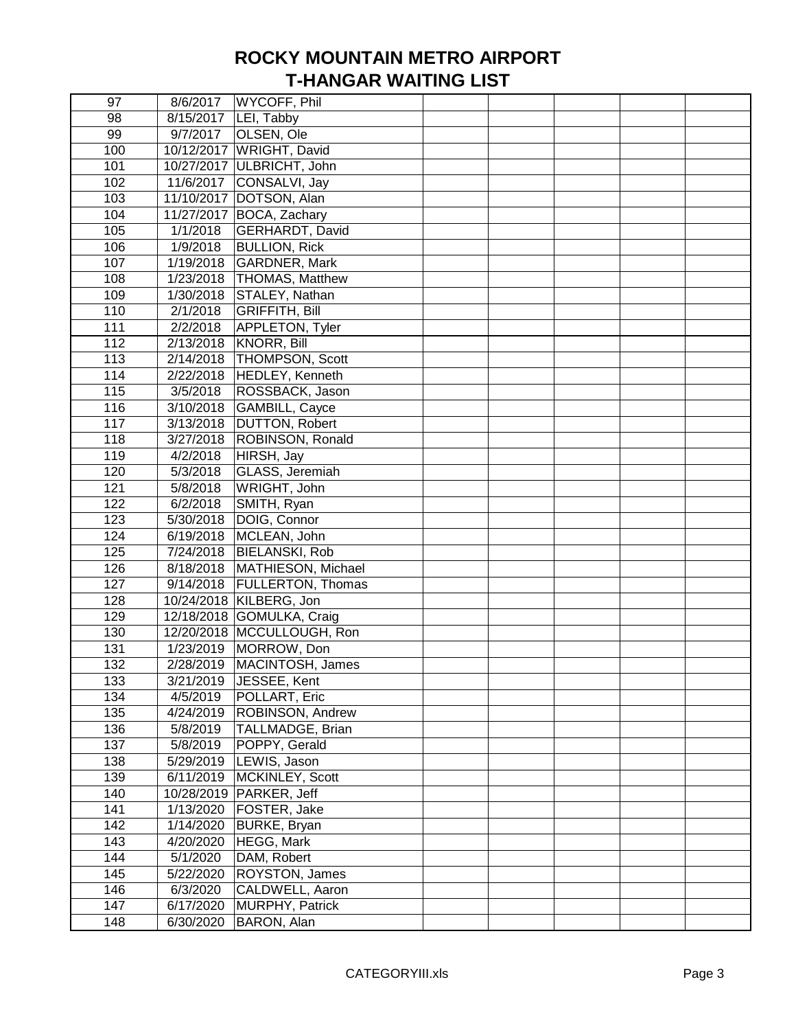# ROCKY MOUNTAIN METRO AIRPORT
## T-HANGAR WAITING LIST

| | | | | | | | |
|---|---|---|---|---|---|---|---|
| 97 | 8/6/2017 | WYCOFF, Phil | | | | | |
| 98 | 8/15/2017 | LEI, Tabby | | | | | |
| 99 | 9/7/2017 | OLSEN, Ole | | | | | |
| 100 | 10/12/2017 | WRIGHT, David | | | | | |
| 101 | 10/27/2017 | ULBRICHT, John | | | | | |
| 102 | 11/6/2017 | CONSALVI, Jay | | | | | |
| 103 | 11/10/2017 | DOTSON, Alan | | | | | |
| 104 | 11/27/2017 | BOCA, Zachary | | | | | |
| 105 | 1/1/2018 | GERHARDT, David | | | | | |
| 106 | 1/9/2018 | BULLION, Rick | | | | | |
| 107 | 1/19/2018 | GARDNER, Mark | | | | | |
| 108 | 1/23/2018 | THOMAS, Matthew | | | | | |
| 109 | 1/30/2018 | STALEY, Nathan | | | | | |
| 110 | 2/1/2018 | GRIFFITH, Bill | | | | | |
| 111 | 2/2/2018 | APPLETON, Tyler | | | | | |
| 112 | 2/13/2018 | KNORR, Bill | | | | | |
| 113 | 2/14/2018 | THOMPSON, Scott | | | | | |
| 114 | 2/22/2018 | HEDLEY, Kenneth | | | | | |
| 115 | 3/5/2018 | ROSSBACK, Jason | | | | | |
| 116 | 3/10/2018 | GAMBILL, Cayce | | | | | |
| 117 | 3/13/2018 | DUTTON, Robert | | | | | |
| 118 | 3/27/2018 | ROBINSON, Ronald | | | | | |
| 119 | 4/2/2018 | HIRSH, Jay | | | | | |
| 120 | 5/3/2018 | GLASS, Jeremiah | | | | | |
| 121 | 5/8/2018 | WRIGHT, John | | | | | |
| 122 | 6/2/2018 | SMITH, Ryan | | | | | |
| 123 | 5/30/2018 | DOIG, Connor | | | | | |
| 124 | 6/19/2018 | MCLEAN, John | | | | | |
| 125 | 7/24/2018 | BIELANSKI, Rob | | | | | |
| 126 | 8/18/2018 | MATHIESON, Michael | | | | | |
| 127 | 9/14/2018 | FULLERTON, Thomas | | | | | |
| 128 | 10/24/2018 | KILBERG, Jon | | | | | |
| 129 | 12/18/2018 | GOMULKA, Craig | | | | | |
| 130 | 12/20/2018 | MCCULLOUGH, Ron | | | | | |
| 131 | 1/23/2019 | MORROW, Don | | | | | |
| 132 | 2/28/2019 | MACINTOSH, James | | | | | |
| 133 | 3/21/2019 | JESSEE, Kent | | | | | |
| 134 | 4/5/2019 | POLLART, Eric | | | | | |
| 135 | 4/24/2019 | ROBINSON, Andrew | | | | | |
| 136 | 5/8/2019 | TALLMADGE, Brian | | | | | |
| 137 | 5/8/2019 | POPPY, Gerald | | | | | |
| 138 | 5/29/2019 | LEWIS, Jason | | | | | |
| 139 | 6/11/2019 | MCKINLEY, Scott | | | | | |
| 140 | 10/28/2019 | PARKER, Jeff | | | | | |
| 141 | 1/13/2020 | FOSTER, Jake | | | | | |
| 142 | 1/14/2020 | BURKE, Bryan | | | | | |
| 143 | 4/20/2020 | HEGG, Mark | | | | | |
| 144 | 5/1/2020 | DAM, Robert | | | | | |
| 145 | 5/22/2020 | ROYSTON, James | | | | | |
| 146 | 6/3/2020 | CALDWELL, Aaron | | | | | |
| 147 | 6/17/2020 | MURPHY, Patrick | | | | | |
| 148 | 6/30/2020 | BARON, Alan | | | | | |

CATEGORYIII.xls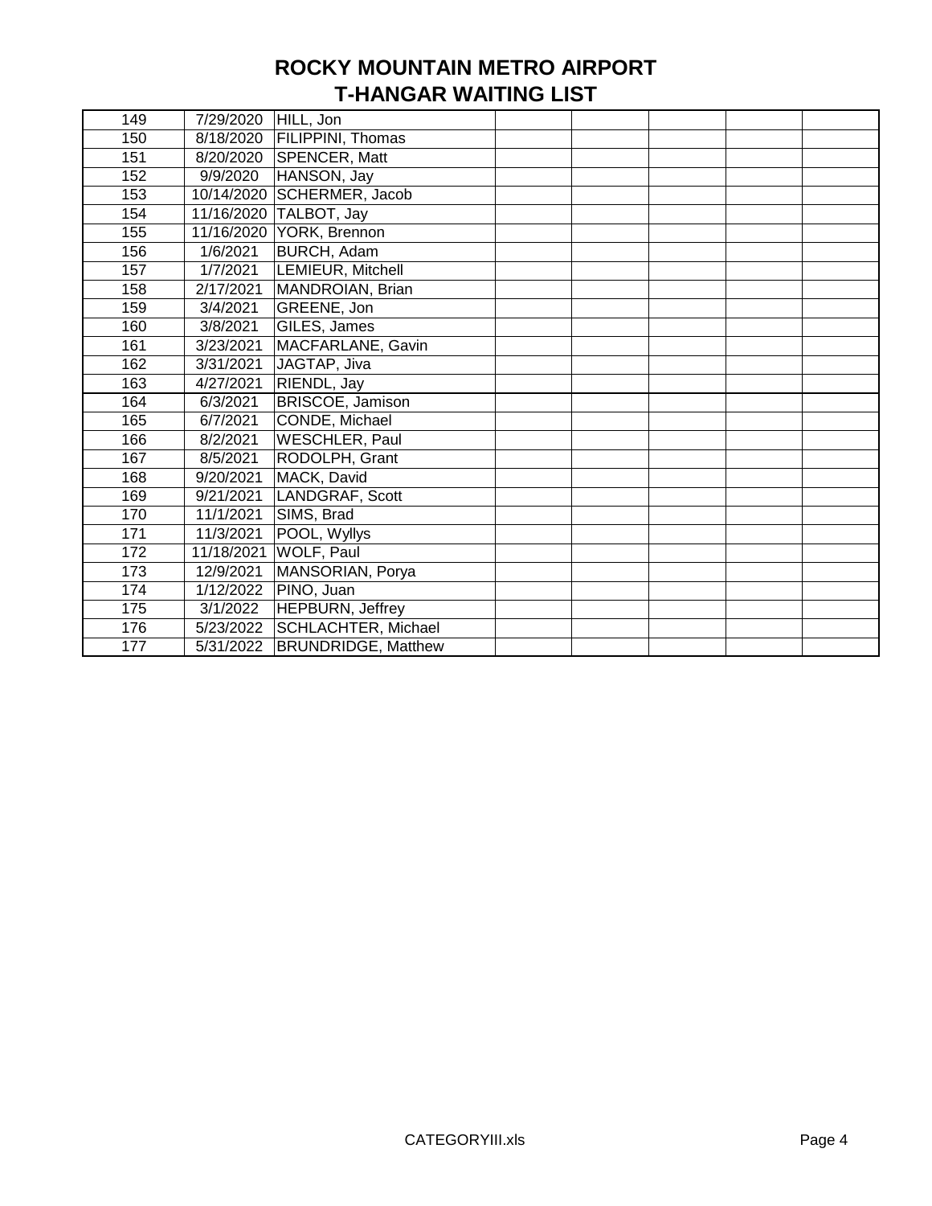# ROCKY MOUNTAIN METRO AIRPORT
## T-HANGAR WAITING LIST

| | | | | | | | |
|---|---|---|---|---|---|---|---|
| 149 | 7/29/2020 | HILL, Jon | | | | | |
| 150 | 8/18/2020 | FILIPPINI, Thomas | | | | | |
| 151 | 8/20/2020 | SPENCER, Matt | | | | | |
| 152 | 9/9/2020 | HANSON, Jay | | | | | |
| 153 | 10/14/2020 | SCHERMER, Jacob | | | | | |
| 154 | 11/16/2020 | TALBOT, Jay | | | | | |
| 155 | 11/16/2020 | YORK, Brennon | | | | | |
| 156 | 1/6/2021 | BURCH, Adam | | | | | |
| 157 | 1/7/2021 | LEMIEUR, Mitchell | | | | | |
| 158 | 2/17/2021 | MANDROIAN, Brian | | | | | |
| 159 | 3/4/2021 | GREENE, Jon | | | | | |
| 160 | 3/8/2021 | GILES, James | | | | | |
| 161 | 3/23/2021 | MACFARLANE, Gavin | | | | | |
| 162 | 3/31/2021 | JAGTAP, Jiva | | | | | |
| 163 | 4/27/2021 | RIENDL, Jay | | | | | |
| 164 | 6/3/2021 | BRISCOE, Jamison | | | | | |
| 165 | 6/7/2021 | CONDE, Michael | | | | | |
| 166 | 8/2/2021 | WESCHLER, Paul | | | | | |
| 167 | 8/5/2021 | RODOLPH, Grant | | | | | |
| 168 | 9/20/2021 | MACK, David | | | | | |
| 169 | 9/21/2021 | LANDGRAF, Scott | | | | | |
| 170 | 11/1/2021 | SIMS, Brad | | | | | |
| 171 | 11/3/2021 | POOL, Wyllys | | | | | |
| 172 | 11/18/2021 | WOLF, Paul | | | | | |
| 173 | 12/9/2021 | MANSORIAN, Porya | | | | | |
| 174 | 1/12/2022 | PINO, Juan | | | | | |
| 175 | 3/1/2022 | HEPBURN, Jeffrey | | | | | |
| 176 | 5/23/2022 | SCHLACHTER, Michael | | | | | |
| 177 | 5/31/2022 | BRUNDRIDGE, Matthew | | | | | |

CATEGORYIII.xls